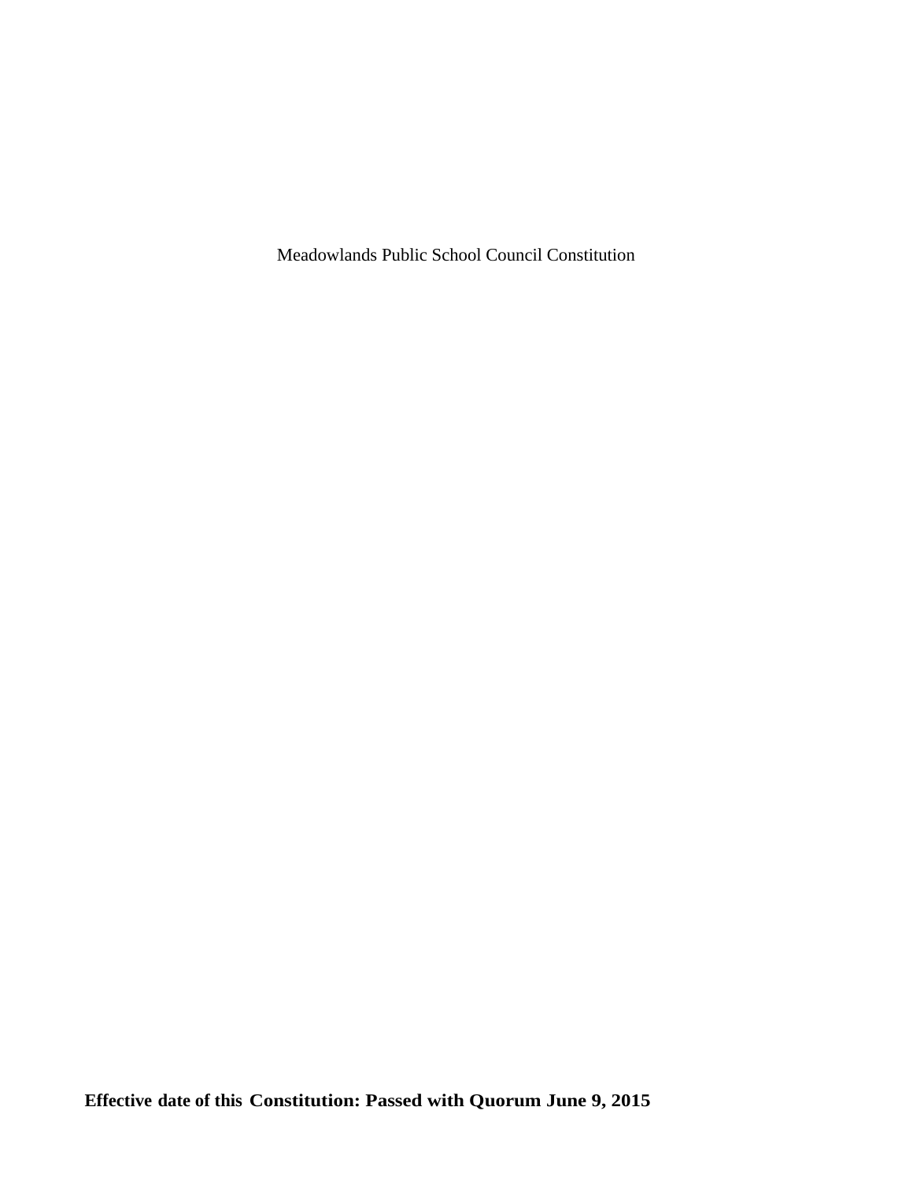# Meadowlands Public School Council Constitution

**Effective date of this Constitution: Passed with Quorum June 9, 2015**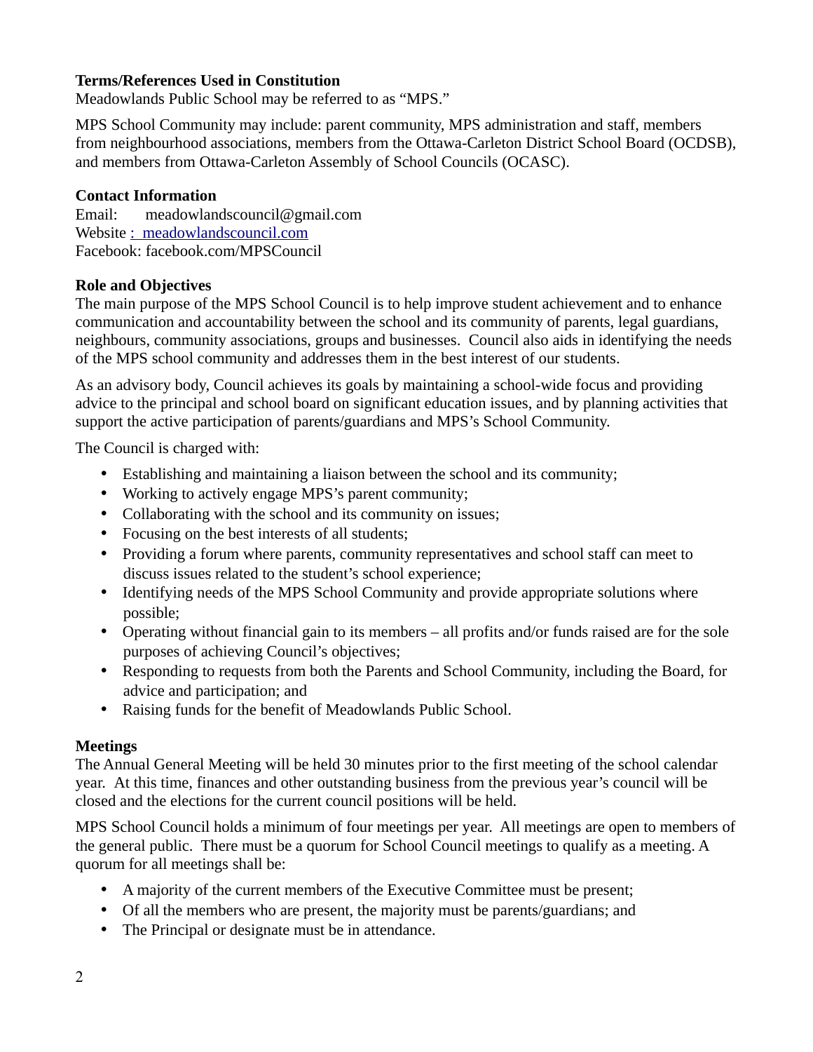**Terms/References Used in Constitution**

Meadowlands Public School may be referred to as "MPS."

MPS School Community may include: parent community, MPS administration and staff, members from neighbourhood associations, members from the Ottawa-Carleton District School Board (OCDSB), and members from Ottawa-Carleton Assembly of School Councils (OCASC).

**Contact Information**

Email: meadowlandscouncil@gmail.com
Website : meadowlandscouncil.com
Facebook: facebook.com/MPSCouncil

**Role and Objectives**

The main purpose of the MPS School Council is to help improve student achievement and to enhance communication and accountability between the school and its community of parents, legal guardians, neighbours, community associations, groups and businesses. Council also aids in identifying the needs of the MPS school community and addresses them in the best interest of our students.

As an advisory body, Council achieves its goals by maintaining a school-wide focus and providing advice to the principal and school board on significant education issues, and by planning activities that support the active participation of parents/guardians and MPS's School Community.

The Council is charged with:

- Establishing and maintaining a liaison between the school and its community;
- Working to actively engage MPS's parent community;
- Collaborating with the school and its community on issues;
- Focusing on the best interests of all students;
- Providing a forum where parents, community representatives and school staff can meet to discuss issues related to the student's school experience;
- Identifying needs of the MPS School Community and provide appropriate solutions where possible;
- Operating without financial gain to its members – all profits and/or funds raised are for the sole purposes of achieving Council's objectives;
- Responding to requests from both the Parents and School Community, including the Board, for advice and participation; and
- Raising funds for the benefit of Meadowlands Public School.

**Meetings**

The Annual General Meeting will be held 30 minutes prior to the first meeting of the school calendar year. At this time, finances and other outstanding business from the previous year's council will be closed and the elections for the current council positions will be held.

MPS School Council holds a minimum of four meetings per year. All meetings are open to members of the general public. There must be a quorum for School Council meetings to qualify as a meeting. A quorum for all meetings shall be:

- A majority of the current members of the Executive Committee must be present;
- Of all the members who are present, the majority must be parents/guardians; and
- The Principal or designate must be in attendance.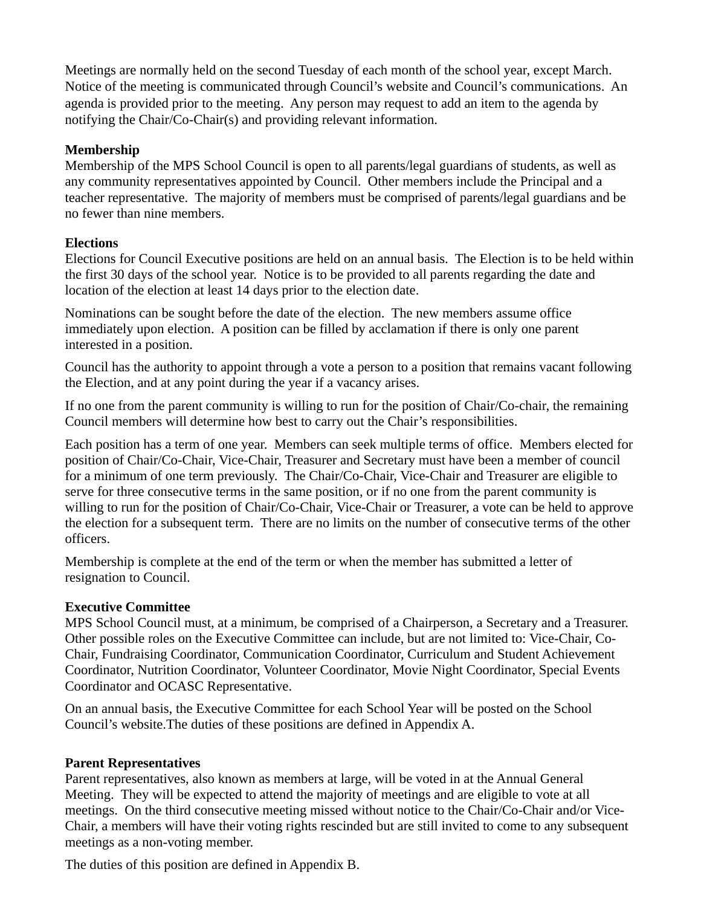Meetings are normally held on the second Tuesday of each month of the school year, except March. Notice of the meeting is communicated through Council's website and Council's communications. An agenda is provided prior to the meeting. Any person may request to add an item to the agenda by notifying the Chair/Co-Chair(s) and providing relevant information.

**Membership**

Membership of the MPS School Council is open to all parents/legal guardians of students, as well as any community representatives appointed by Council. Other members include the Principal and a teacher representative. The majority of members must be comprised of parents/legal guardians and be no fewer than nine members.

**Elections**

Elections for Council Executive positions are held on an annual basis. The Election is to be held within the first 30 days of the school year. Notice is to be provided to all parents regarding the date and location of the election at least 14 days prior to the election date.

Nominations can be sought before the date of the election. The new members assume office immediately upon election. A position can be filled by acclamation if there is only one parent interested in a position.

Council has the authority to appoint through a vote a person to a position that remains vacant following the Election, and at any point during the year if a vacancy arises.

If no one from the parent community is willing to run for the position of Chair/Co-chair, the remaining Council members will determine how best to carry out the Chair's responsibilities.

Each position has a term of one year. Members can seek multiple terms of office. Members elected for position of Chair/Co-Chair, Vice-Chair, Treasurer and Secretary must have been a member of council for a minimum of one term previously. The Chair/Co-Chair, Vice-Chair and Treasurer are eligible to serve for three consecutive terms in the same position, or if no one from the parent community is willing to run for the position of Chair/Co-Chair, Vice-Chair or Treasurer, a vote can be held to approve the election for a subsequent term. There are no limits on the number of consecutive terms of the other officers.

Membership is complete at the end of the term or when the member has submitted a letter of resignation to Council.

**Executive Committee**

MPS School Council must, at a minimum, be comprised of a Chairperson, a Secretary and a Treasurer. Other possible roles on the Executive Committee can include, but are not limited to: Vice-Chair, Co-Chair, Fundraising Coordinator, Communication Coordinator, Curriculum and Student Achievement Coordinator, Nutrition Coordinator, Volunteer Coordinator, Movie Night Coordinator, Special Events Coordinator and OCASC Representative.

On an annual basis, the Executive Committee for each School Year will be posted on the School Council's website.The duties of these positions are defined in Appendix A.

**Parent Representatives**

Parent representatives, also known as members at large, will be voted in at the Annual General Meeting. They will be expected to attend the majority of meetings and are eligible to vote at all meetings. On the third consecutive meeting missed without notice to the Chair/Co-Chair and/or Vice-Chair, a members will have their voting rights rescinded but are still invited to come to any subsequent meetings as a non-voting member.

The duties of this position are defined in Appendix B.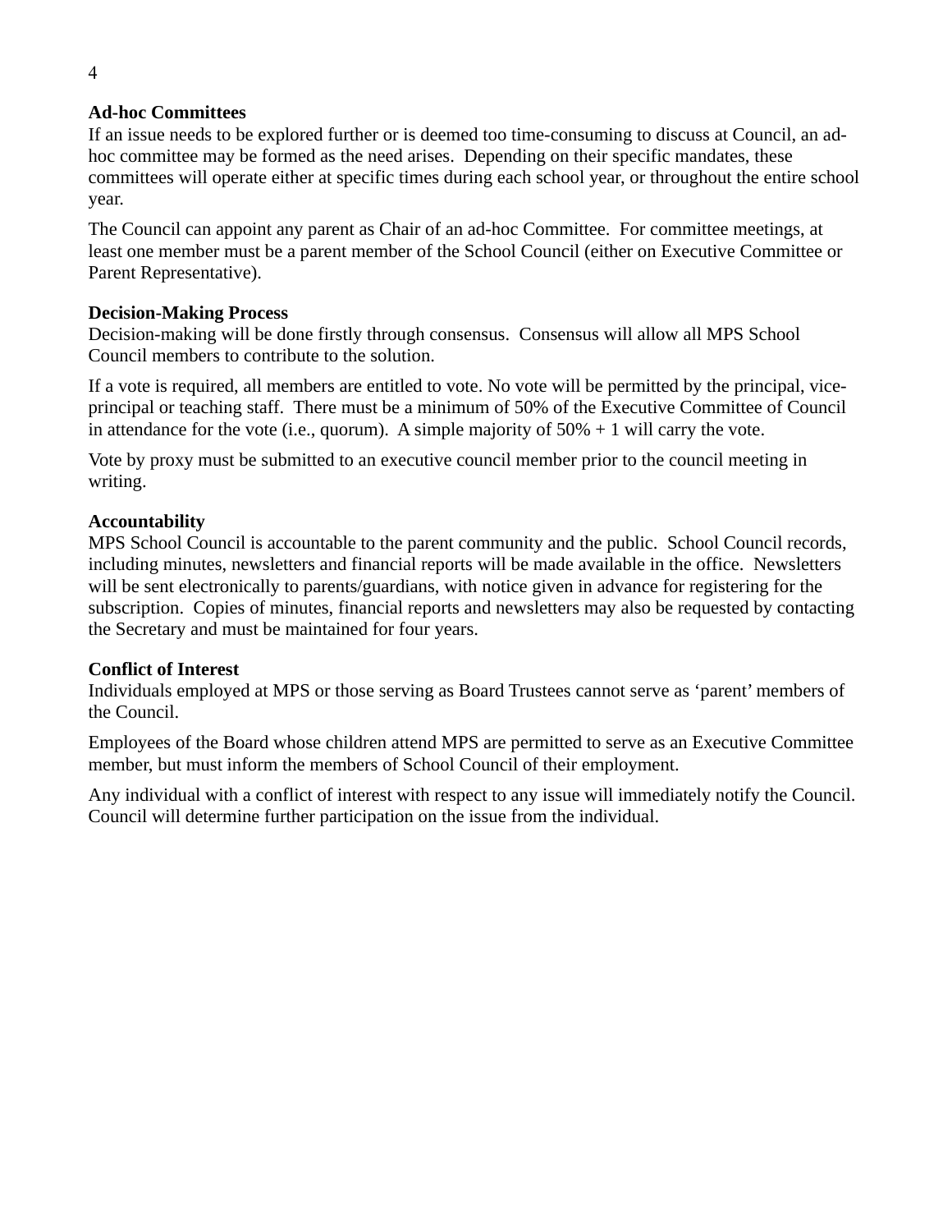**Ad-hoc Committees**

If an issue needs to be explored further or is deemed too time-consuming to discuss at Council, an ad-hoc committee may be formed as the need arises.  Depending on their specific mandates, these committees will operate either at specific times during each school year, or throughout the entire school year.

The Council can appoint any parent as Chair of an ad-hoc Committee.  For committee meetings, at least one member must be a parent member of the School Council (either on Executive Committee or Parent Representative).

**Decision-Making Process**

Decision-making will be done firstly through consensus.  Consensus will allow all MPS School Council members to contribute to the solution.

If a vote is required, all members are entitled to vote. No vote will be permitted by the principal, vice-principal or teaching staff.  There must be a minimum of 50% of the Executive Committee of Council in attendance for the vote (i.e., quorum).  A simple majority of 50% + 1 will carry the vote.

Vote by proxy must be submitted to an executive council member prior to the council meeting in writing.

**Accountability**

MPS School Council is accountable to the parent community and the public.  School Council records, including minutes, newsletters and financial reports will be made available in the office.  Newsletters will be sent electronically to parents/guardians, with notice given in advance for registering for the subscription.  Copies of minutes, financial reports and newsletters may also be requested by contacting the Secretary and must be maintained for four years.

**Conflict of Interest**

Individuals employed at MPS or those serving as Board Trustees cannot serve as 'parent' members of the Council.

Employees of the Board whose children attend MPS are permitted to serve as an Executive Committee member, but must inform the members of School Council of their employment.

Any individual with a conflict of interest with respect to any issue will immediately notify the Council. Council will determine further participation on the issue from the individual.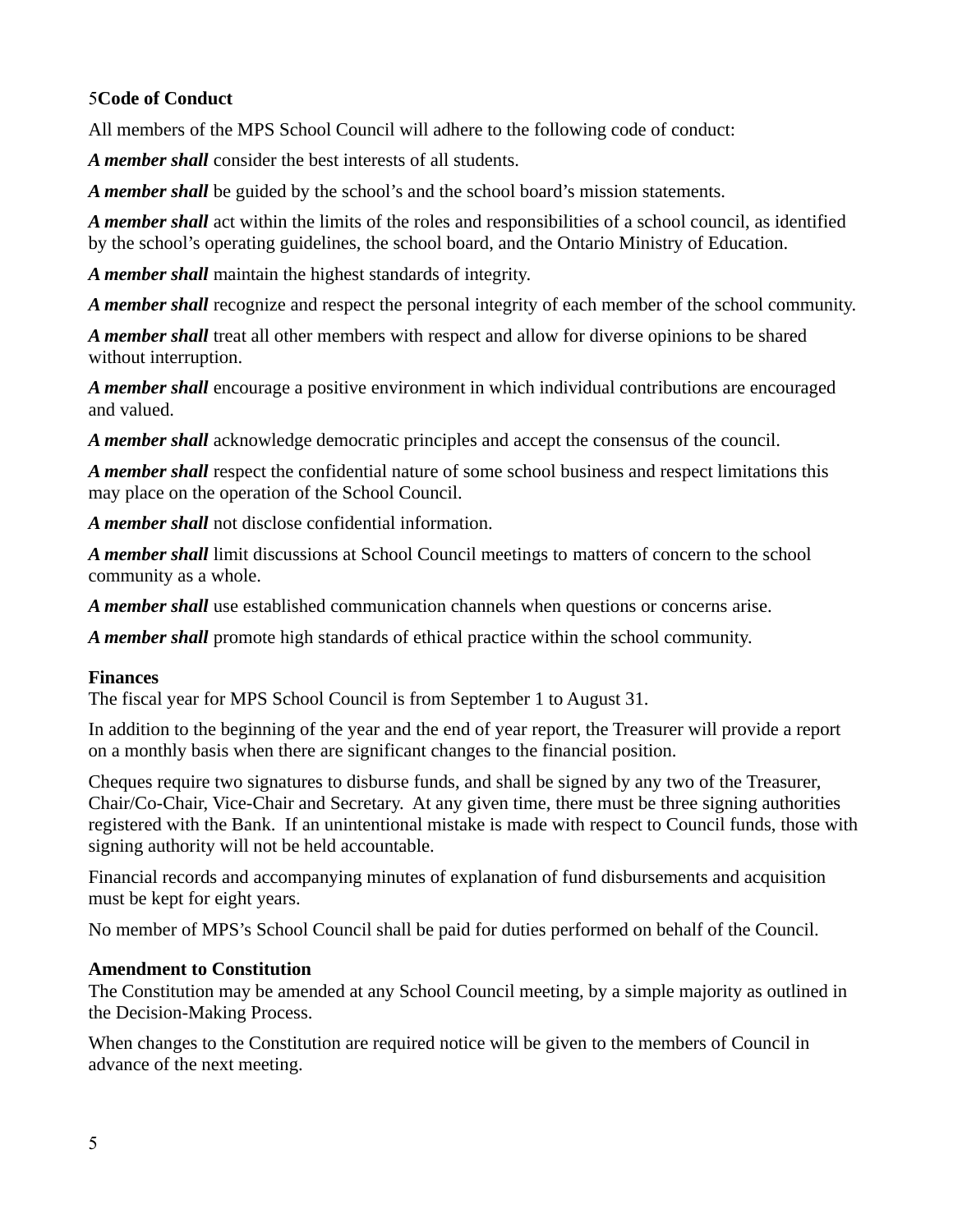## 5Code of Conduct

All members of the MPS School Council will adhere to the following code of conduct:

***A member shall*** consider the best interests of all students.

***A member shall*** be guided by the school's and the school board's mission statements.

***A member shall*** act within the limits of the roles and responsibilities of a school council, as identified by the school's operating guidelines, the school board, and the Ontario Ministry of Education.

***A member shall*** maintain the highest standards of integrity.

***A member shall*** recognize and respect the personal integrity of each member of the school community.

***A member shall*** treat all other members with respect and allow for diverse opinions to be shared without interruption.

***A member shall*** encourage a positive environment in which individual contributions are encouraged and valued.

***A member shall*** acknowledge democratic principles and accept the consensus of the council.

***A member shall*** respect the confidential nature of some school business and respect limitations this may place on the operation of the School Council.

***A member shall*** not disclose confidential information.

***A member shall*** limit discussions at School Council meetings to matters of concern to the school community as a whole.

***A member shall*** use established communication channels when questions or concerns arise.

***A member shall*** promote high standards of ethical practice within the school community.

## Finances

The fiscal year for MPS School Council is from September 1 to August 31.

In addition to the beginning of the year and the end of year report, the Treasurer will provide a report on a monthly basis when there are significant changes to the financial position.

Cheques require two signatures to disburse funds, and shall be signed by any two of the Treasurer, Chair/Co-Chair, Vice-Chair and Secretary. At any given time, there must be three signing authorities registered with the Bank. If an unintentional mistake is made with respect to Council funds, those with signing authority will not be held accountable.

Financial records and accompanying minutes of explanation of fund disbursements and acquisition must be kept for eight years.

No member of MPS's School Council shall be paid for duties performed on behalf of the Council.

## Amendment to Constitution

The Constitution may be amended at any School Council meeting, by a simple majority as outlined in the Decision-Making Process.

When changes to the Constitution are required notice will be given to the members of Council in advance of the next meeting.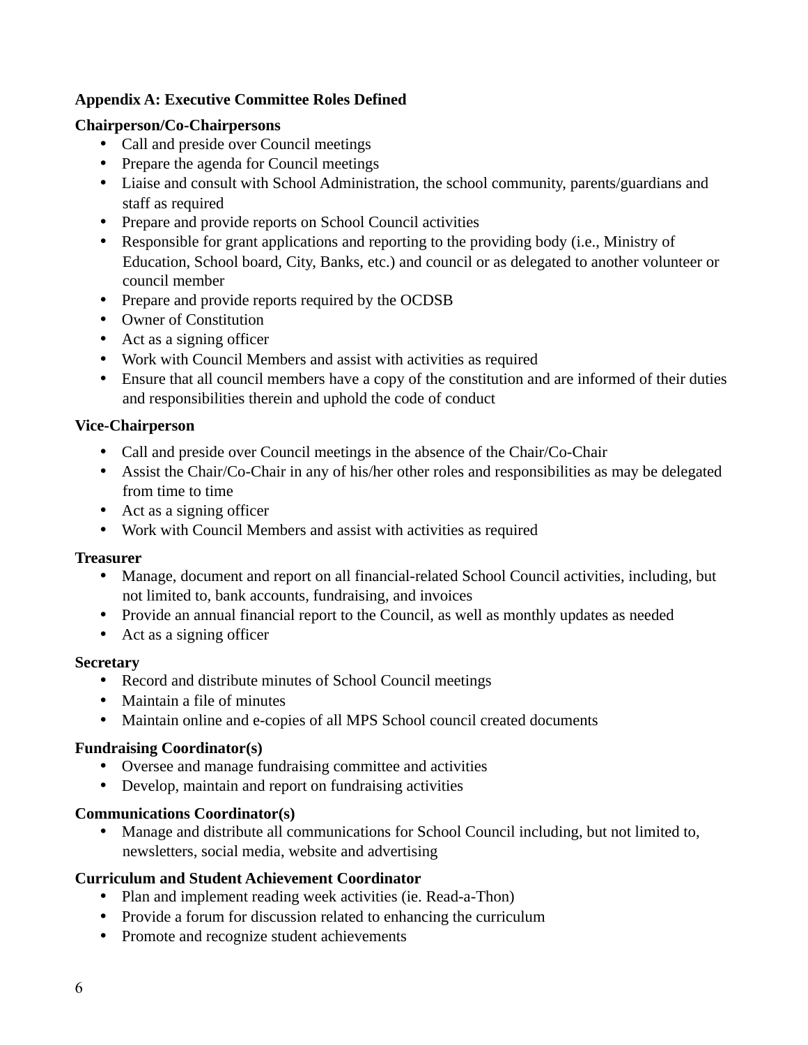## Appendix A: Executive Committee Roles Defined

**Chairperson/Co-Chairpersons**

- Call and preside over Council meetings
- Prepare the agenda for Council meetings
- Liaise and consult with School Administration, the school community, parents/guardians and staff as required
- Prepare and provide reports on School Council activities
- Responsible for grant applications and reporting to the providing body (i.e., Ministry of Education, School board, City, Banks, etc.) and council or as delegated to another volunteer or council member
- Prepare and provide reports required by the OCDSB
- Owner of Constitution
- Act as a signing officer
- Work with Council Members and assist with activities as required
- Ensure that all council members have a copy of the constitution and are informed of their duties and responsibilities therein and uphold the code of conduct

**Vice-Chairperson**

- Call and preside over Council meetings in the absence of the Chair/Co-Chair
- Assist the Chair/Co-Chair in any of his/her other roles and responsibilities as may be delegated from time to time
- Act as a signing officer
- Work with Council Members and assist with activities as required

**Treasurer**

- Manage, document and report on all financial-related School Council activities, including, but not limited to, bank accounts, fundraising, and invoices
- Provide an annual financial report to the Council, as well as monthly updates as needed
- Act as a signing officer

**Secretary**

- Record and distribute minutes of School Council meetings
- Maintain a file of minutes
- Maintain online and e-copies of all MPS School council created documents

**Fundraising Coordinator(s)**

- Oversee and manage fundraising committee and activities
- Develop, maintain and report on fundraising activities

**Communications Coordinator(s)**

- Manage and distribute all communications for School Council including, but not limited to, newsletters, social media, website and advertising

**Curriculum and Student Achievement Coordinator**

- Plan and implement reading week activities (ie. Read-a-Thon)
- Provide a forum for discussion related to enhancing the curriculum
- Promote and recognize student achievements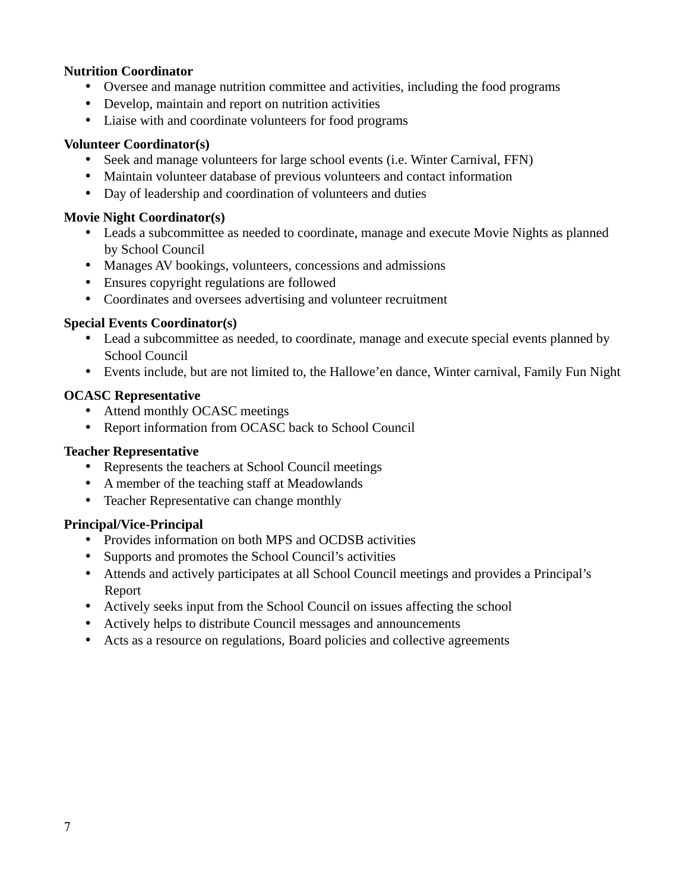**Nutrition Coordinator**

- Oversee and manage nutrition committee and activities, including the food programs
- Develop, maintain and report on nutrition activities
- Liaise with and coordinate volunteers for food programs

**Volunteer Coordinator(s)**

- Seek and manage volunteers for large school events (i.e. Winter Carnival, FFN)
- Maintain volunteer database of previous volunteers and contact information
- Day of leadership and coordination of volunteers and duties

**Movie Night Coordinator(s)**

- Leads a subcommittee as needed to coordinate, manage and execute Movie Nights as planned by School Council
- Manages AV bookings, volunteers, concessions and admissions
- Ensures copyright regulations are followed
- Coordinates and oversees advertising and volunteer recruitment

**Special Events Coordinator(s)**

- Lead a subcommittee as needed, to coordinate, manage and execute special events planned by School Council
- Events include, but are not limited to, the Hallowe'en dance, Winter carnival, Family Fun Night

**OCASC Representative**

- Attend monthly OCASC meetings
- Report information from OCASC back to School Council

**Teacher Representative**

- Represents the teachers at School Council meetings
- A member of the teaching staff at Meadowlands
- Teacher Representative can change monthly

**Principal/Vice-Principal**

- Provides information on both MPS and OCDSB activities
- Supports and promotes the School Council's activities
- Attends and actively participates at all School Council meetings and provides a Principal's Report
- Actively seeks input from the School Council on issues affecting the school
- Actively helps to distribute Council messages and announcements
- Acts as a resource on regulations, Board policies and collective agreements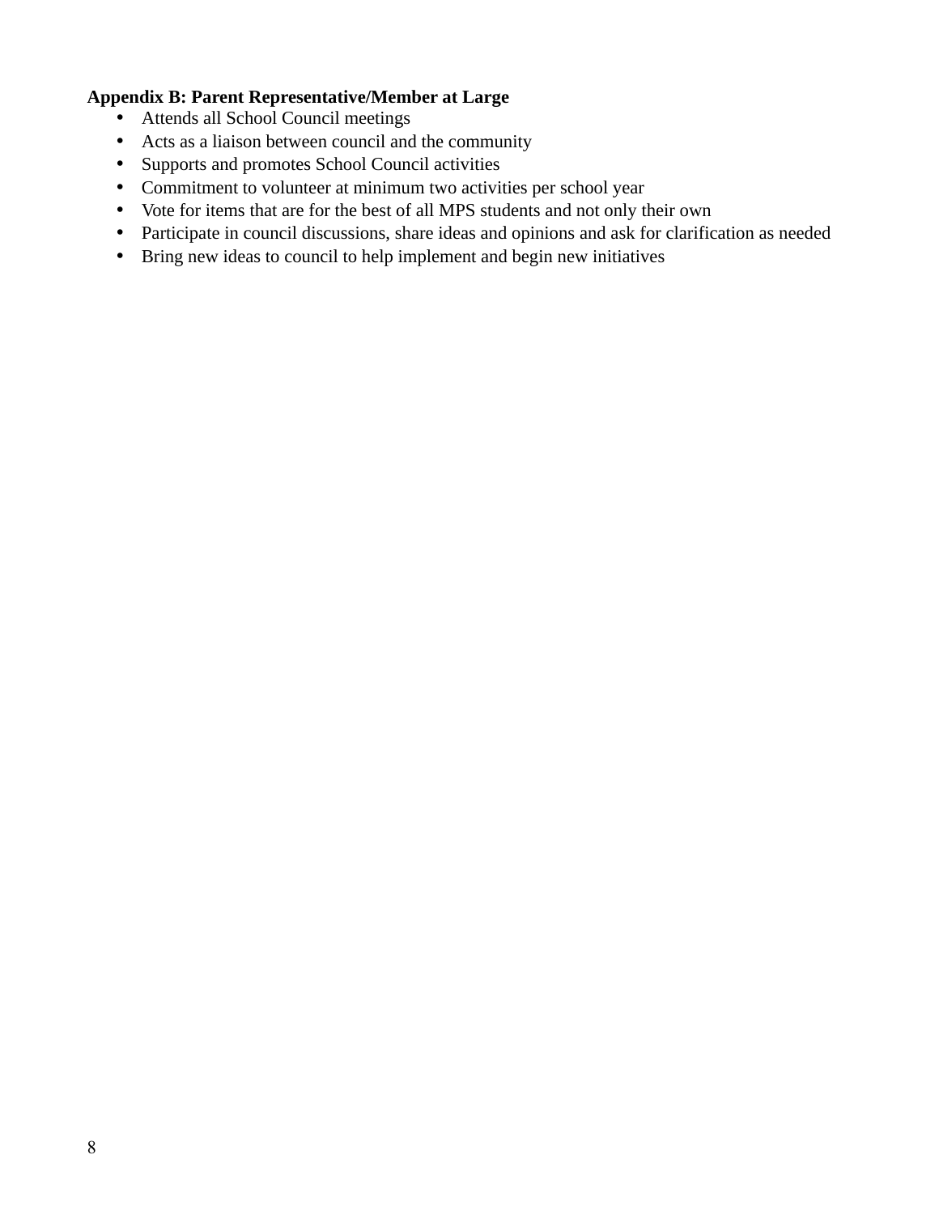**Appendix B: Parent Representative/Member at Large**

- Attends all School Council meetings
- Acts as a liaison between council and the community
- Supports and promotes School Council activities
- Commitment to volunteer at minimum two activities per school year
- Vote for items that are for the best of all MPS students and not only their own
- Participate in council discussions, share ideas and opinions and ask for clarification as needed
- Bring new ideas to council to help implement and begin new initiatives